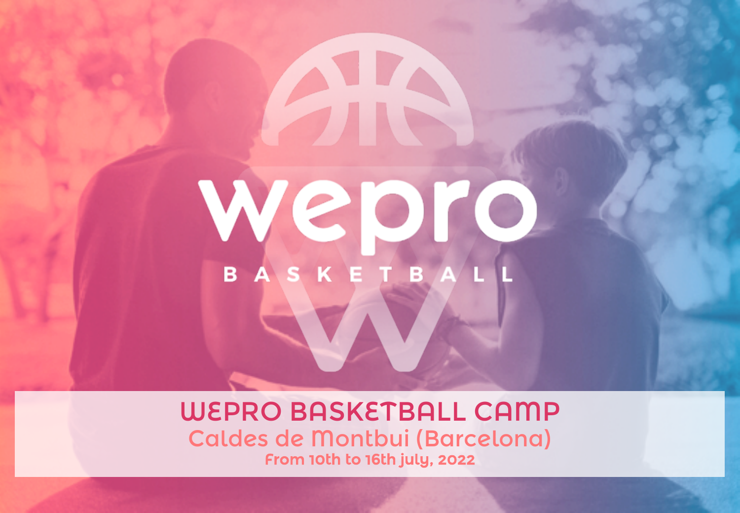wepro

BASKETBALL

# WEPRO BASKETBALL CAMP

## Caldes de Montbui (Barcelona)

From 10th to 16th july, 2022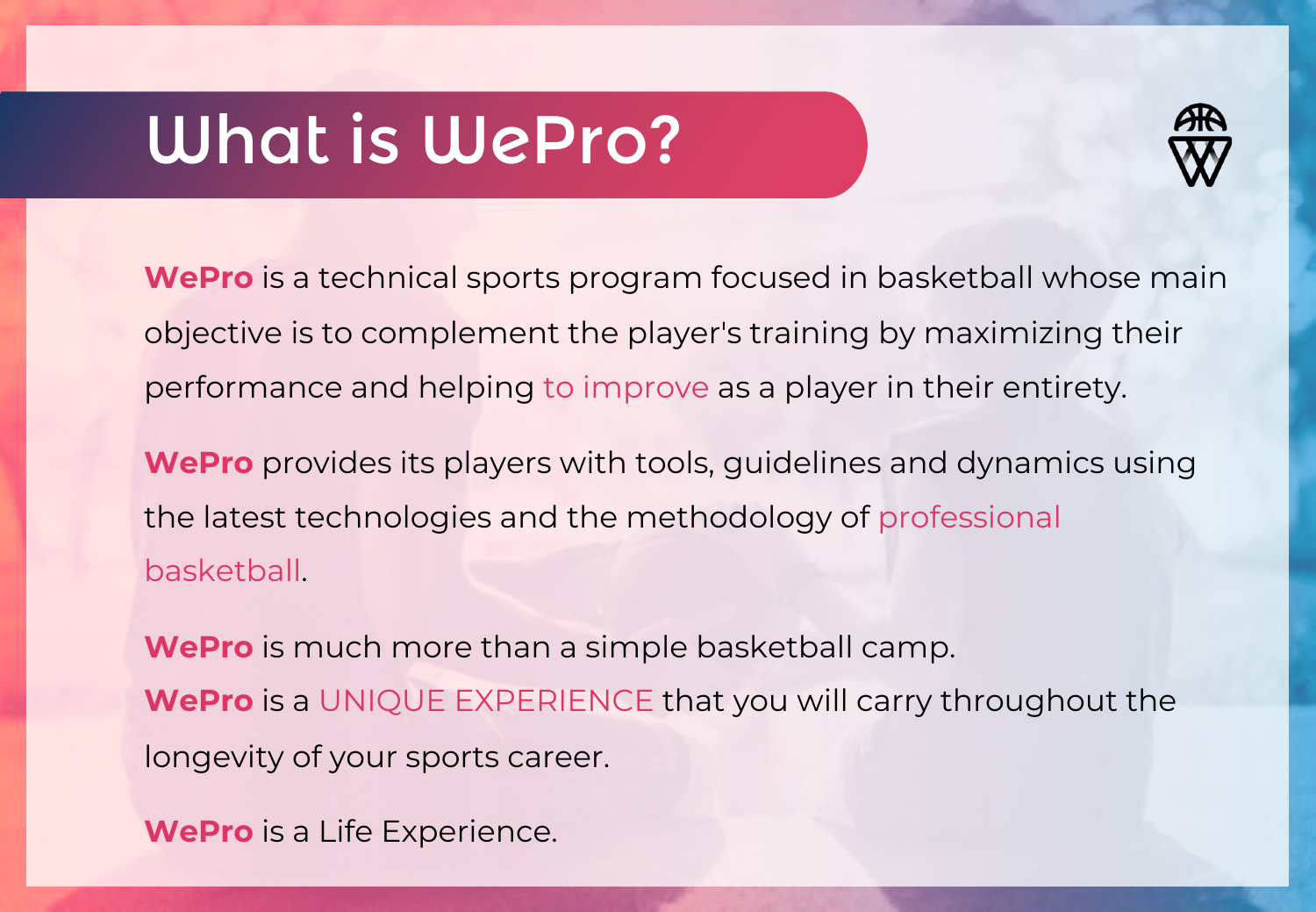# What is WePro?

**WePro** is a technical sports program focused in basketball whose main objective is to complement the player's training by maximizing their performance and helping to improve as a player in their entirety.

**WePro** provides its players with tools, guidelines and dynamics using the latest technologies and the methodology of professional basketball.

**WePro** is much more than a simple basketball camp.
**WePro** is a UNIQUE EXPERIENCE that you will carry throughout the longevity of your sports career.

**WePro** is a Life Experience.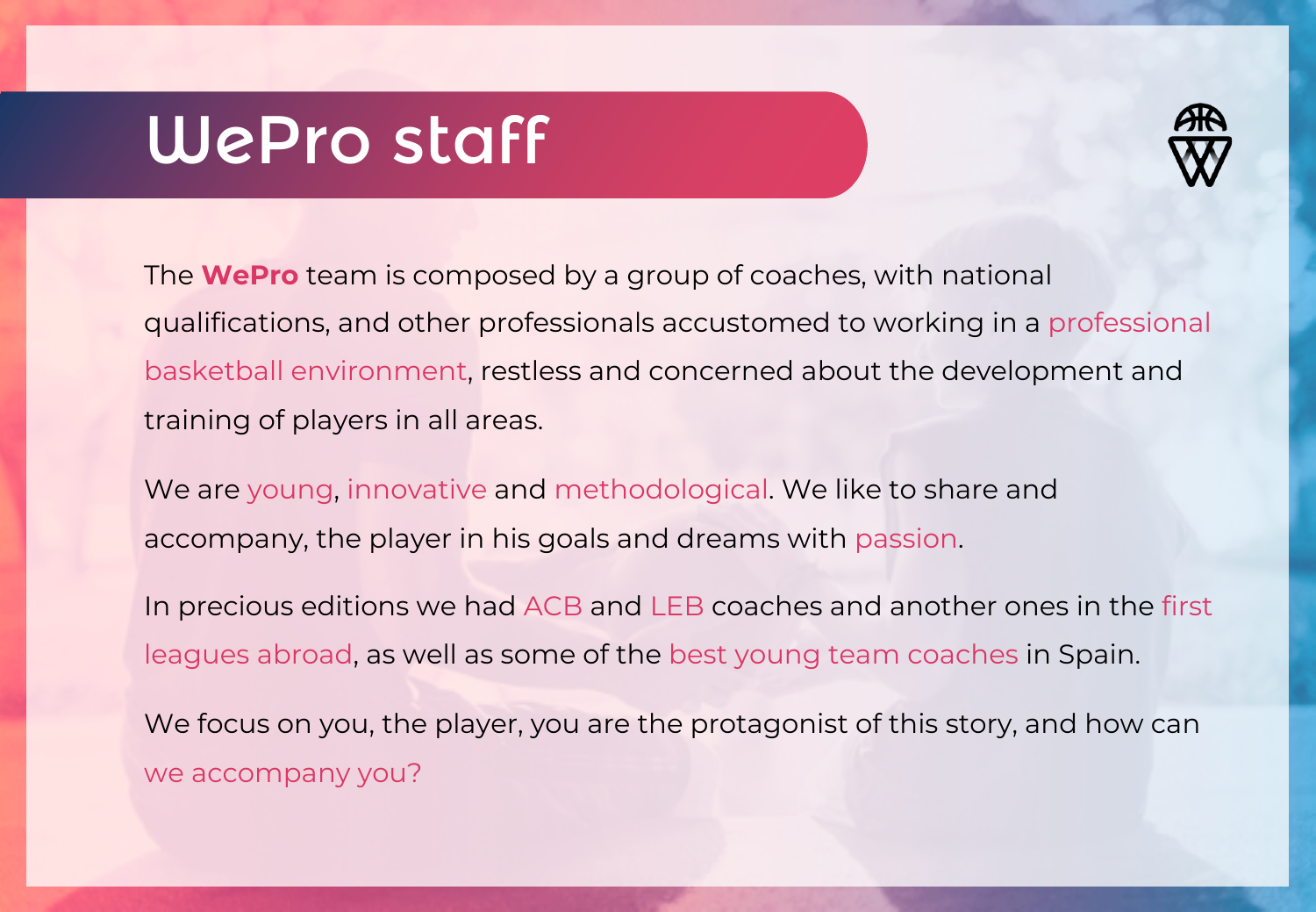# WePro staff

The **WePro** team is composed by a group of coaches, with national qualifications, and other professionals accustomed to working in a professional basketball environment, restless and concerned about the development and training of players in all areas.

We are young, innovative and methodological. We like to share and accompany, the player in his goals and dreams with passion.

In precious editions we had ACB and LEB coaches and another ones in the first leagues abroad, as well as some of the best young team coaches in Spain.

We focus on you, the player, you are the protagonist of this story, and how can we accompany you?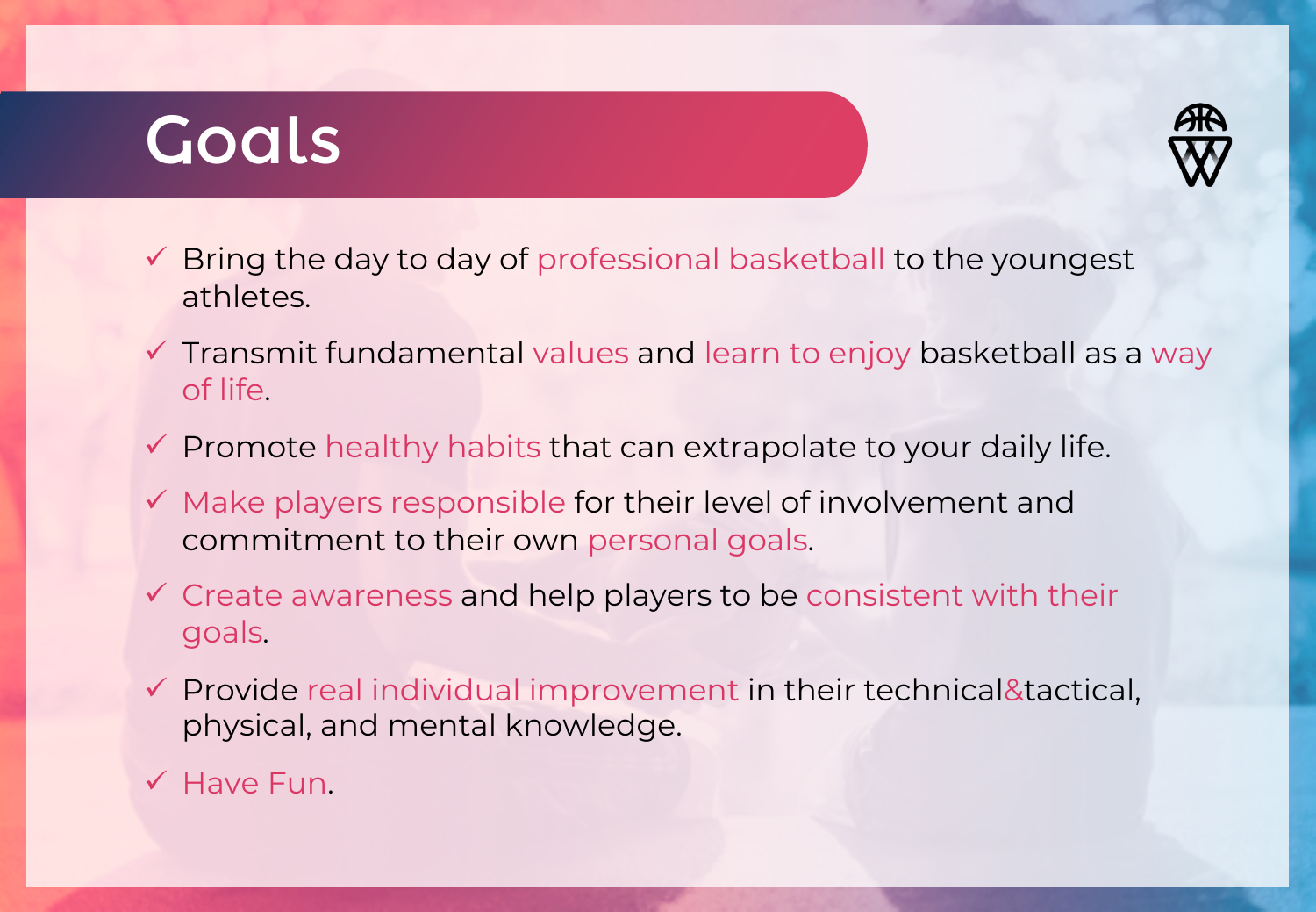# Goals

- ✓ Bring the day to day of professional basketball to the youngest athletes.
- ✓ Transmit fundamental values and learn to enjoy basketball as a way of life.
- ✓ Promote healthy habits that can extrapolate to your daily life.
- ✓ Make players responsible for their level of involvement and commitment to their own personal goals.
- ✓ Create awareness and help players to be consistent with their goals.
- ✓ Provide real individual improvement in their technical&tactical, physical, and mental knowledge.
- ✓ Have Fun.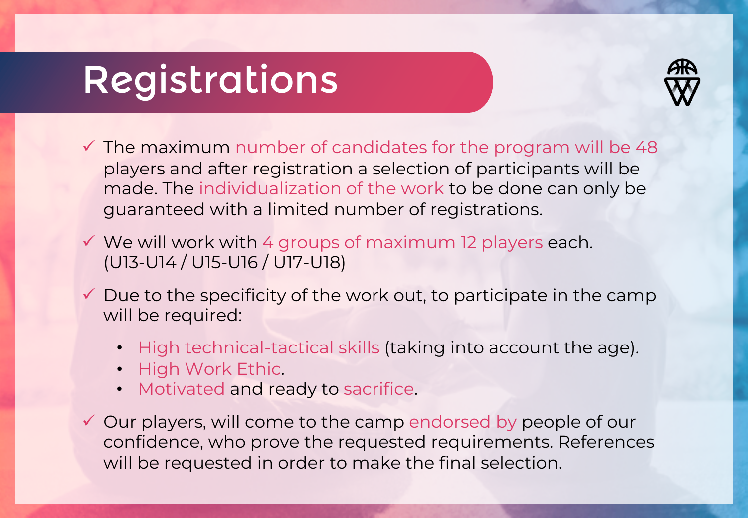# Registrations

- ✓ The maximum number of candidates for the program will be 48 players and after registration a selection of participants will be made. The individualization of the work to be done can only be guaranteed with a limited number of registrations.
- ✓ We will work with 4 groups of maximum 12 players each. (U13-U14 / U15-U16 / U17-U18)
- ✓ Due to the specificity of the work out, to participate in the camp will be required:
  - High technical-tactical skills (taking into account the age).
  - High Work Ethic.
  - Motivated and ready to sacrifice.
- ✓ Our players, will come to the camp endorsed by people of our confidence, who prove the requested requirements. References will be requested in order to make the final selection.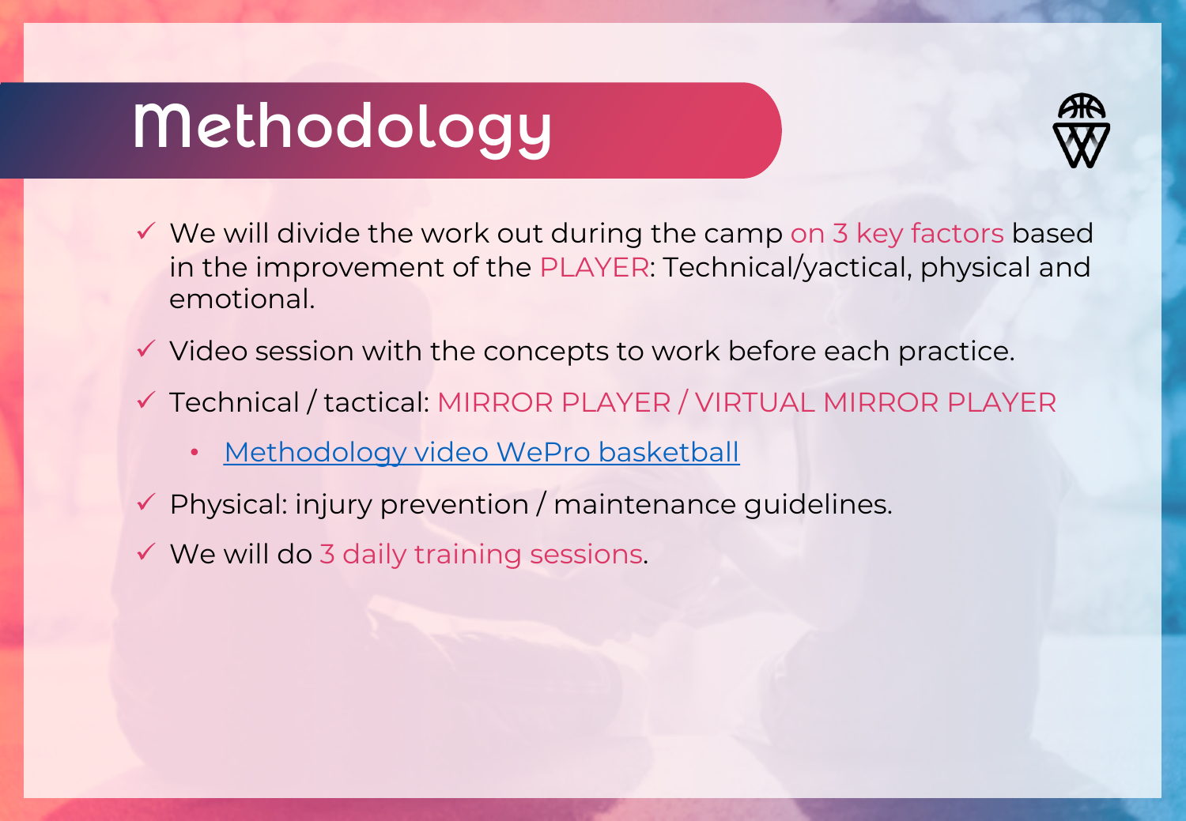# Methodology

- ✓ We will divide the work out during the camp on 3 key factors based in the improvement of the PLAYER: Technical/yactical, physical and emotional.
- ✓ Video session with the concepts to work before each practice.
- ✓ Technical / tactical: MIRROR PLAYER / VIRTUAL MIRROR PLAYER
  - Methodology video WePro basketball
- ✓ Physical: injury prevention / maintenance guidelines.
- ✓ We will do 3 daily training sessions.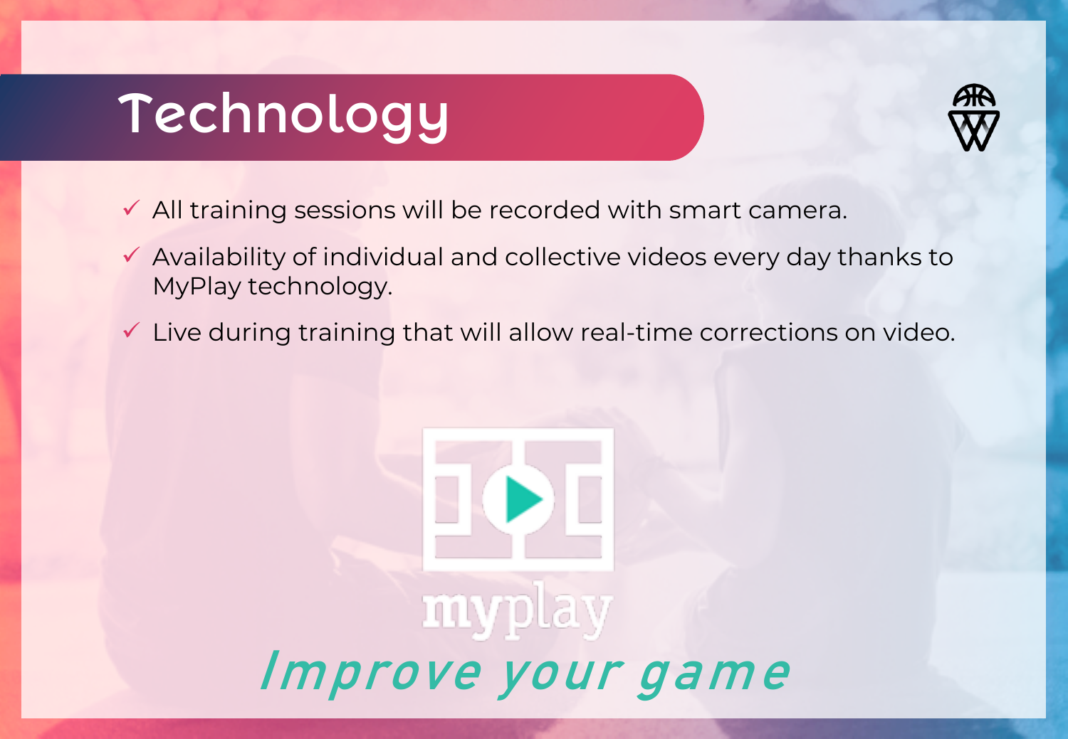# Technology

- All training sessions will be recorded with smart camera.
- Availability of individual and collective videos every day thanks to MyPlay technology.
- Live during training that will allow real-time corrections on video.

myplay

*Improve your game*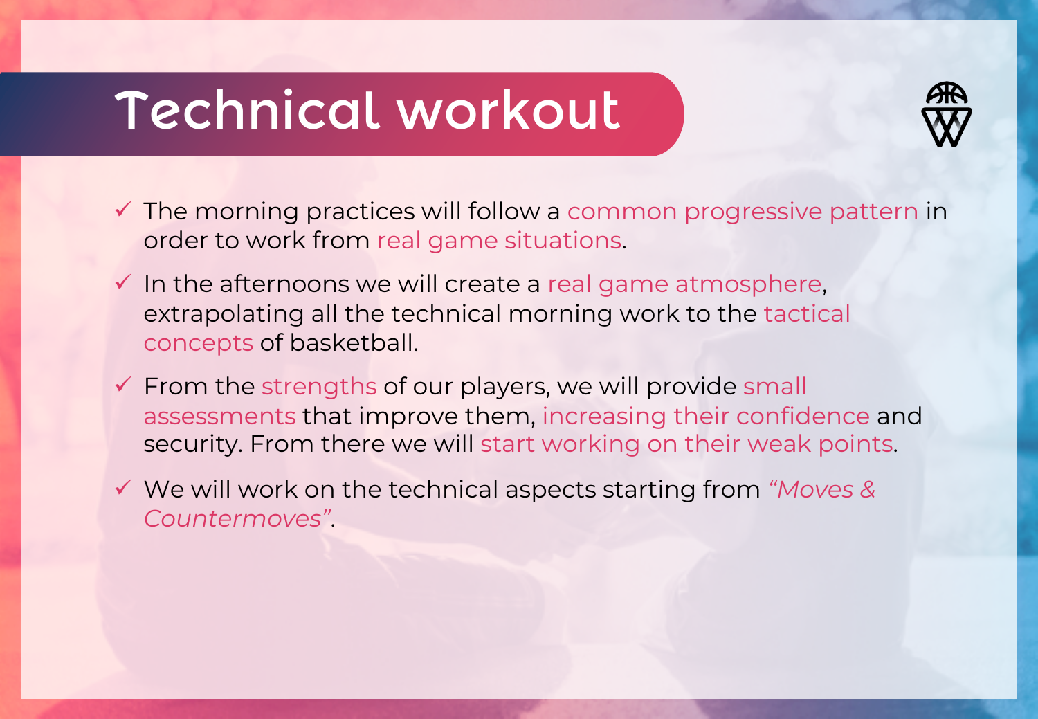# Technical workout

- The morning practices will follow a common progressive pattern in order to work from real game situations.
- In the afternoons we will create a real game atmosphere, extrapolating all the technical morning work to the tactical concepts of basketball.
- From the strengths of our players, we will provide small assessments that improve them, increasing their confidence and security. From there we will start working on their weak points.
- We will work on the technical aspects starting from *“Moves & Countermoves”*.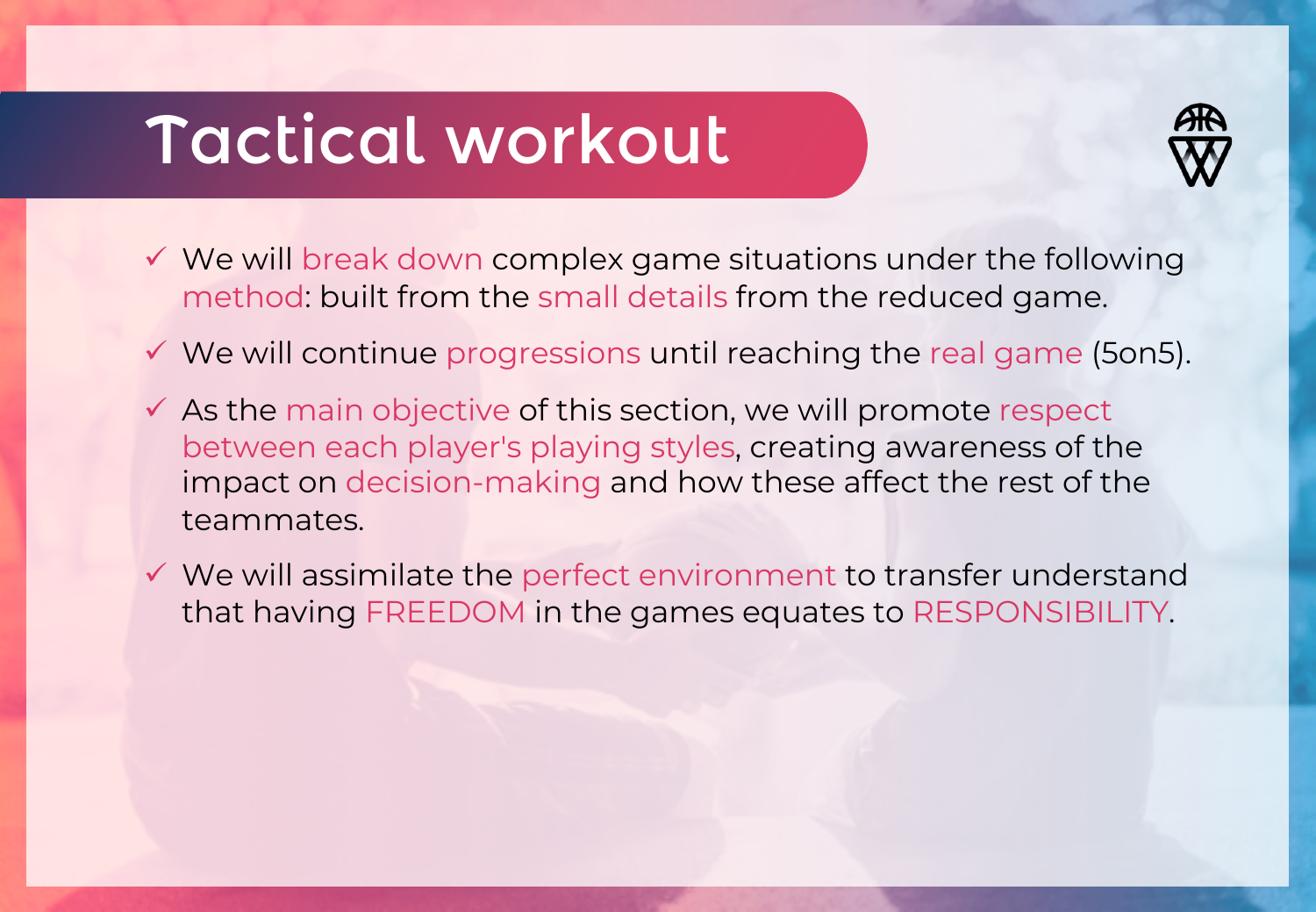# Tactical workout

- ✓ We will break down complex game situations under the following method: built from the small details from the reduced game.
- ✓ We will continue progressions until reaching the real game (5on5).
- ✓ As the main objective of this section, we will promote respect between each player's playing styles, creating awareness of the impact on decision-making and how these affect the rest of the teammates.
- ✓ We will assimilate the perfect environment to transfer understand that having FREEDOM in the games equates to RESPONSIBILITY.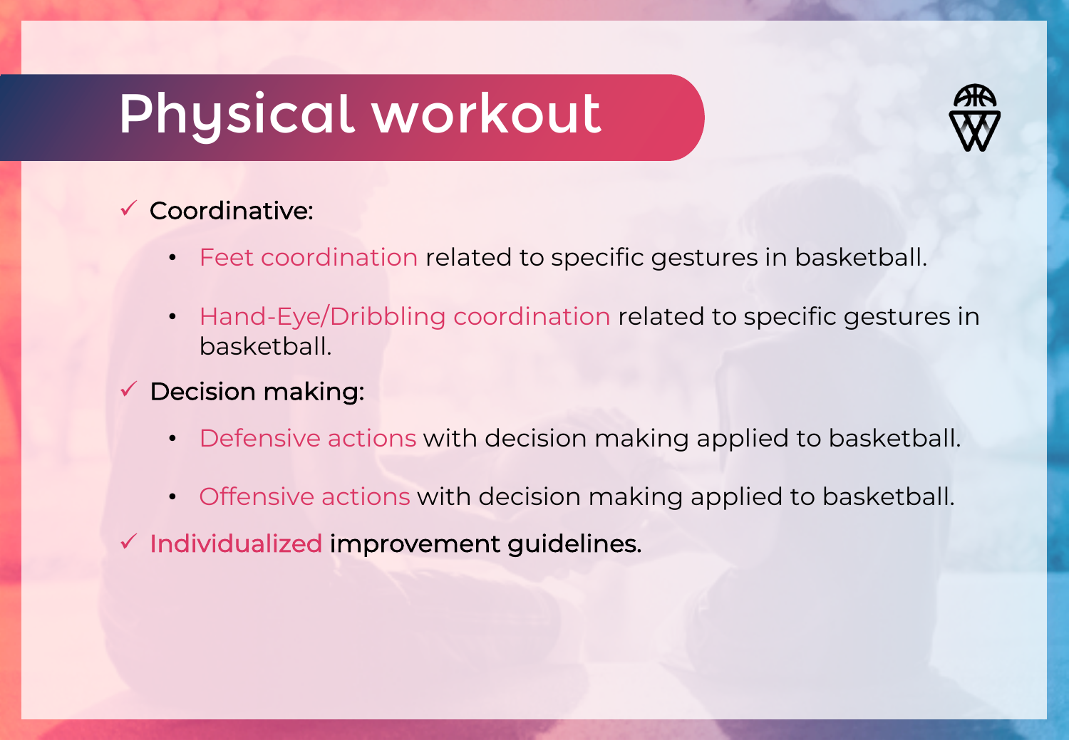# Physical workout

- ✓ Coordinative:
  - Feet coordination related to specific gestures in basketball.
  - Hand-Eye/Dribbling coordination related to specific gestures in basketball.
- ✓ Decision making:
  - Defensive actions with decision making applied to basketball.
  - Offensive actions with decision making applied to basketball.
- ✓ Individualized improvement guidelines.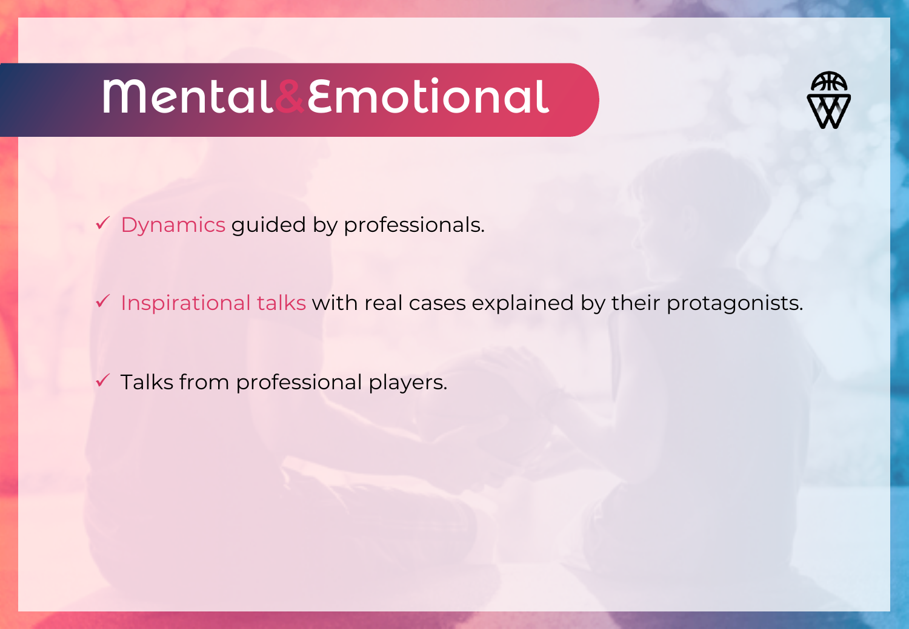# Mental&Emotional

- ✓ Dynamics guided by professionals.
- ✓ Inspirational talks with real cases explained by their protagonists.
- ✓ Talks from professional players.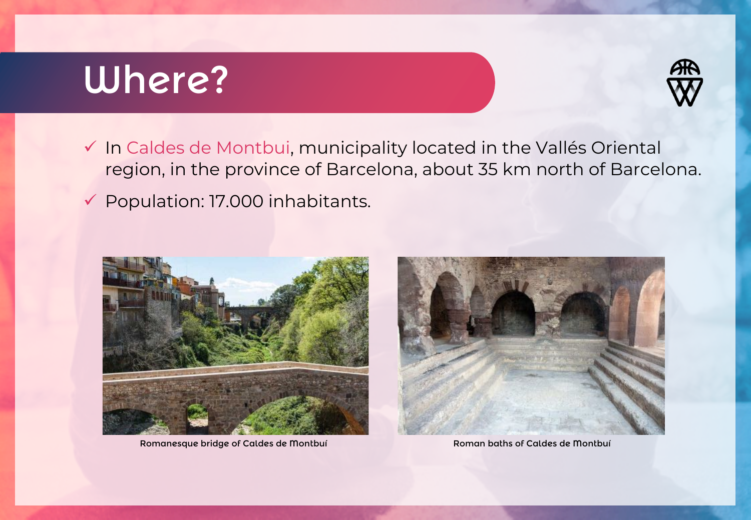# Where?

- ✓ In Caldes de Montbui, municipality located in the Vallés Oriental region, in the province of Barcelona, about 35 km north of Barcelona.
- ✓ Population: 17.000 inhabitants.

Romanesque bridge of Caldes de Montbuí

Roman baths of Caldes de Montbuí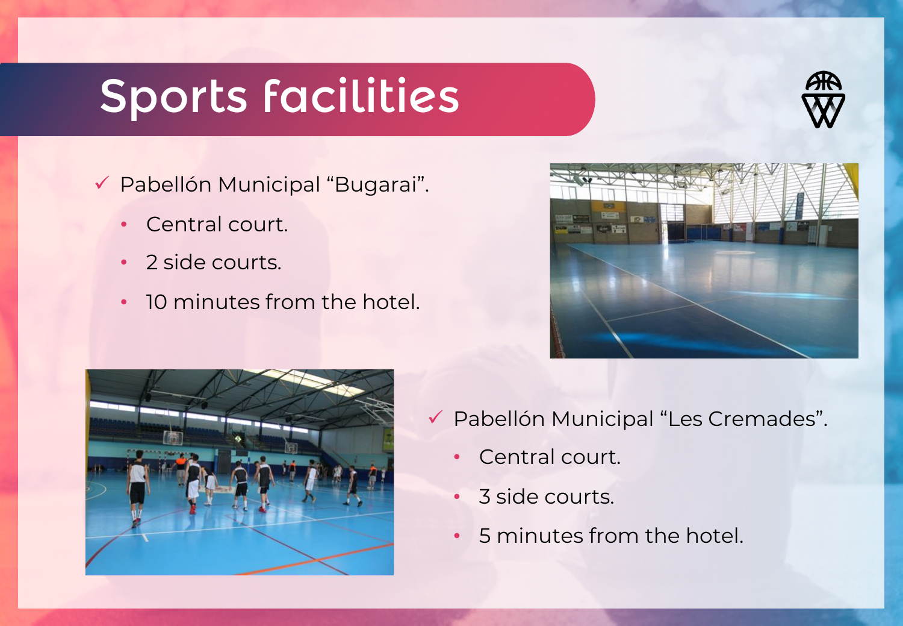# Sports facilities

- ✓ Pabellón Municipal “Bugarai”.
  - Central court.
  - 2 side courts.
  - 10 minutes from the hotel.

- ✓ Pabellón Municipal “Les Cremades”.
  - Central court.
  - 3 side courts.
  - 5 minutes from the hotel.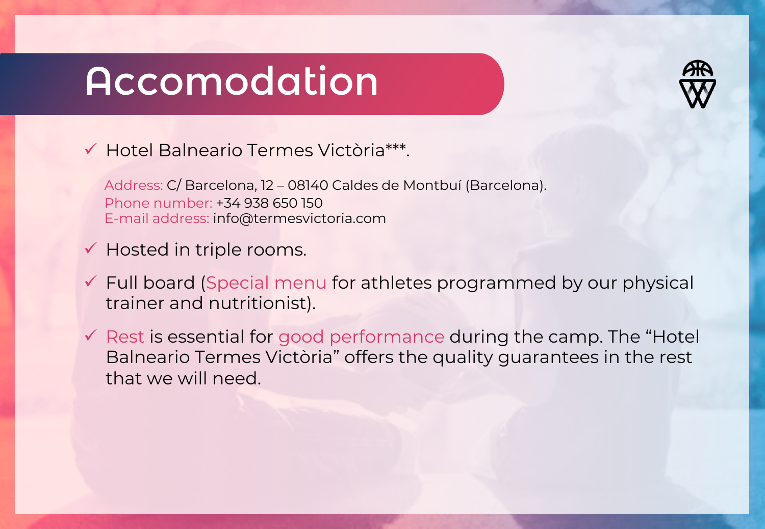# Accomodation

- ✓ Hotel Balneario Termes Victòria***.

  Address: C/ Barcelona, 12 – 08140 Caldes de Montbuí (Barcelona).
  Phone number: +34 938 650 150
  E-mail address: info@termesvictoria.com

- ✓ Hosted in triple rooms.
- ✓ Full board (Special menu for athletes programmed by our physical trainer and nutritionist).
- ✓ Rest is essential for good performance during the camp. The “Hotel Balneario Termes Victòria” offers the quality guarantees in the rest that we will need.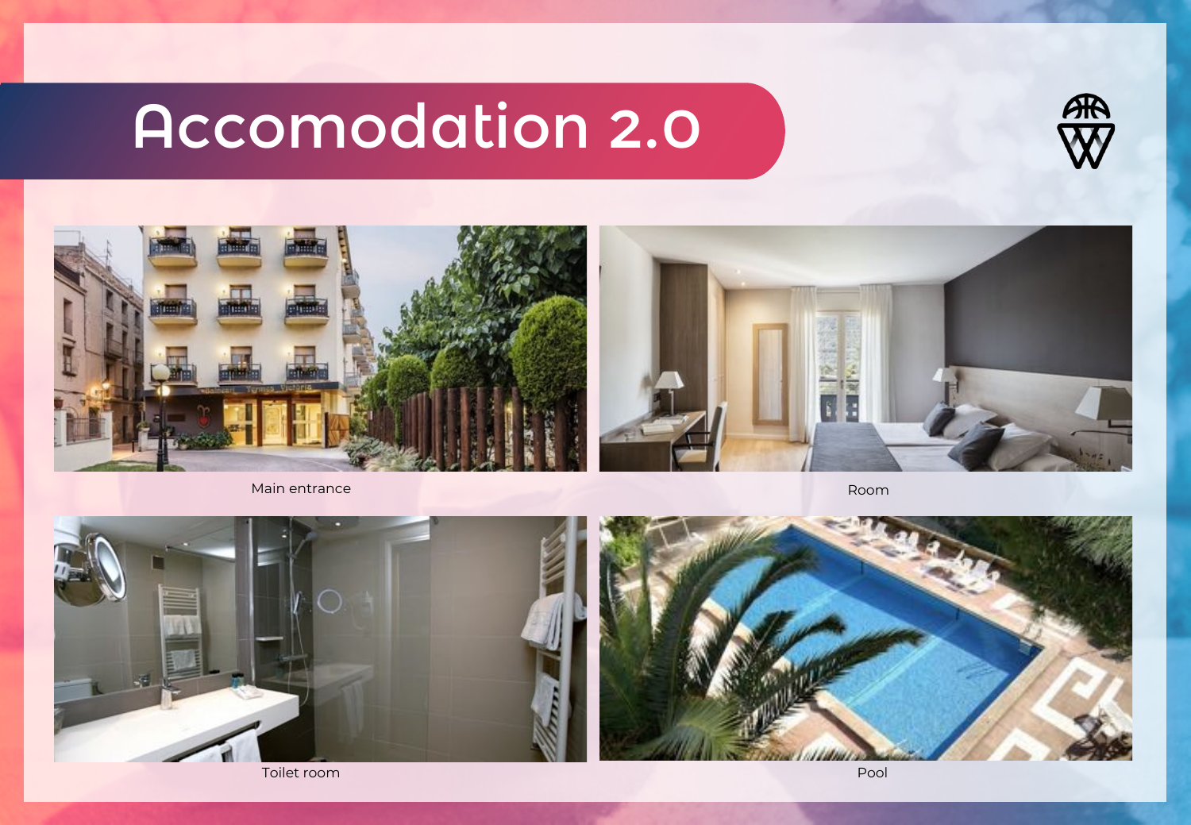# Accomodation 2.0

Main entrance

Room

Toilet room

Pool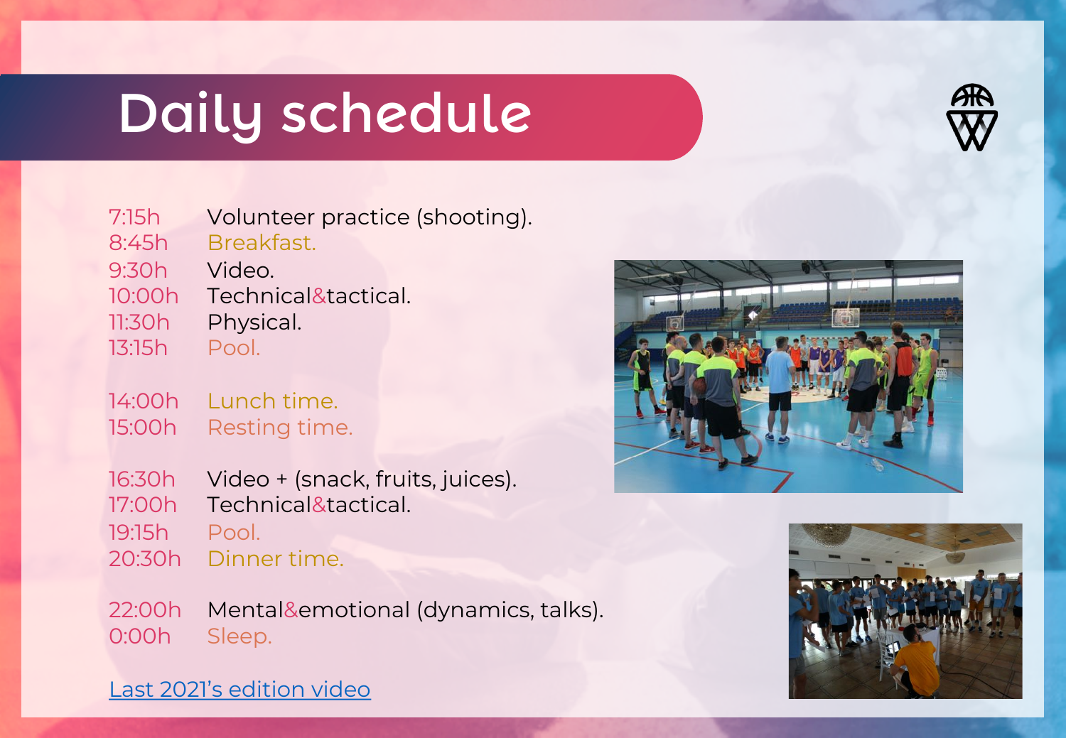# Daily schedule

7:15h Volunteer practice (shooting).
8:45h Breakfast.
9:30h Video.
10:00h Technical&tactical.
11:30h Physical.
13:15h Pool.

14:00h Lunch time.
15:00h Resting time.

16:30h Video + (snack, fruits, juices).
17:00h Technical&tactical.
19:15h Pool.
20:30h Dinner time.

22:00h Mental&emotional (dynamics, talks).
0:00h Sleep.

Last 2021's edition video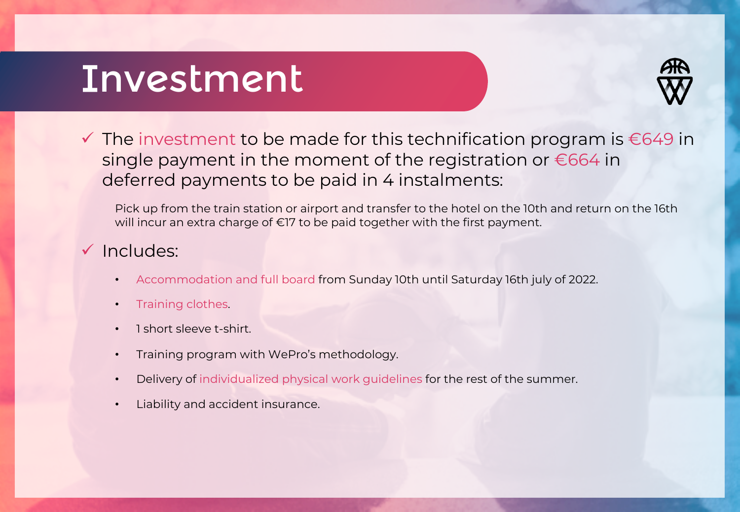# Investment

- ✓ The investment to be made for this technification program is €649 in single payment in the moment of the registration or €664 in deferred payments to be paid in 4 instalments:

  Pick up from the train station or airport and transfer to the hotel on the 10th and return on the 16th will incur an extra charge of €17 to be paid together with the first payment.

- ✓ Includes:
  - Accommodation and full board from Sunday 10th until Saturday 16th july of 2022.
  - Training clothes.
  - 1 short sleeve t-shirt.
  - Training program with WePro's methodology.
  - Delivery of individualized physical work guidelines for the rest of the summer.
  - Liability and accident insurance.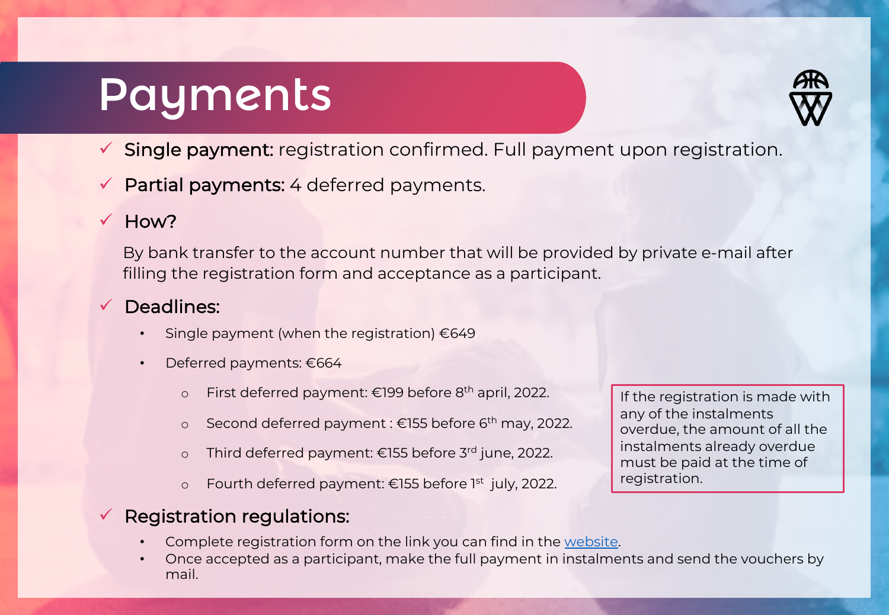# Payments

- ✓ **Single payment:** registration confirmed. Full payment upon registration.
- ✓ **Partial payments:** 4 deferred payments.
- ✓ **How?**

  By bank transfer to the account number that will be provided by private e-mail after filling the registration form and acceptance as a participant.

- ✓ **Deadlines:**
  - Single payment (when the registration) €649
  - Deferred payments: €664
    - First deferred payment: €199 before 8th april, 2022.
    - Second deferred payment : €155 before 6th may, 2022.
    - Third deferred payment: €155 before 3rd june, 2022.
    - Fourth deferred payment: €155 before 1st july, 2022.

If the registration is made with any of the instalments overdue, the amount of all the instalments already overdue must be paid at the time of registration.

- ✓ **Registration regulations:**
  - Complete registration form on the link you can find in the website.
  - Once accepted as a participant, make the full payment in instalments and send the vouchers by mail.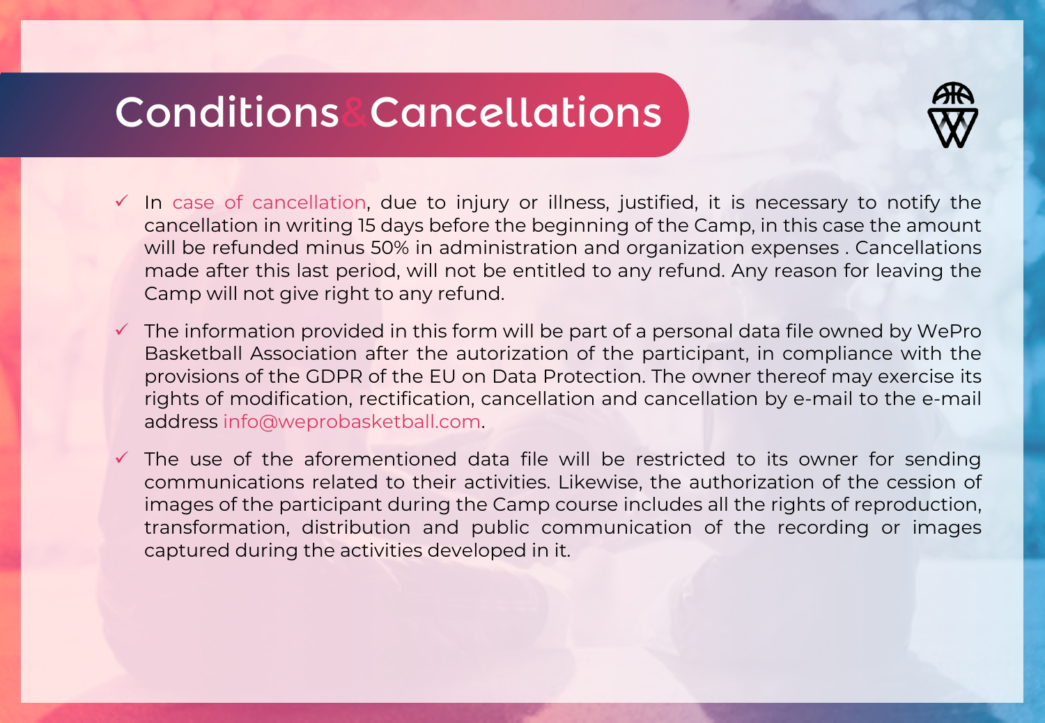# Conditions & Cancellations

- ✓ In case of cancellation, due to injury or illness, justified, it is necessary to notify the cancellation in writing 15 days before the beginning of the Camp, in this case the amount will be refunded minus 50% in administration and organization expenses . Cancellations made after this last period, will not be entitled to any refund. Any reason for leaving the Camp will not give right to any refund.
- ✓ The information provided in this form will be part of a personal data file owned by WePro Basketball Association after the autorization of the participant, in compliance with the provisions of the GDPR of the EU on Data Protection. The owner thereof may exercise its rights of modification, rectification, cancellation and cancellation by e-mail to the e-mail address info@weprobasketball.com.
- ✓ The use of the aforementioned data file will be restricted to its owner for sending communications related to their activities. Likewise, the authorization of the cession of images of the participant during the Camp course includes all the rights of reproduction, transformation, distribution and public communication of the recording or images captured during the activities developed in it.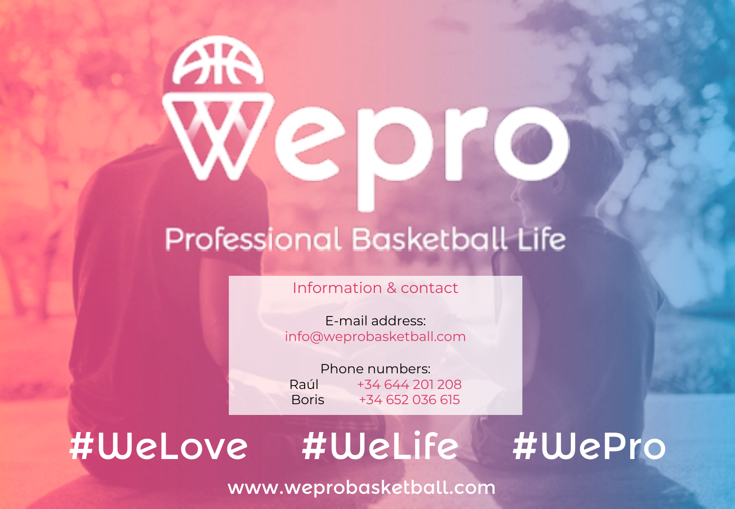# Wepro

## Professional Basketball Life

### Information & contact

E-mail address:
info@weprobasketball.com

Phone numbers:
Raúl +34 644 201 208
Boris +34 652 036 615

#WeLove #WeLife #WePro

www.weprobasketball.com